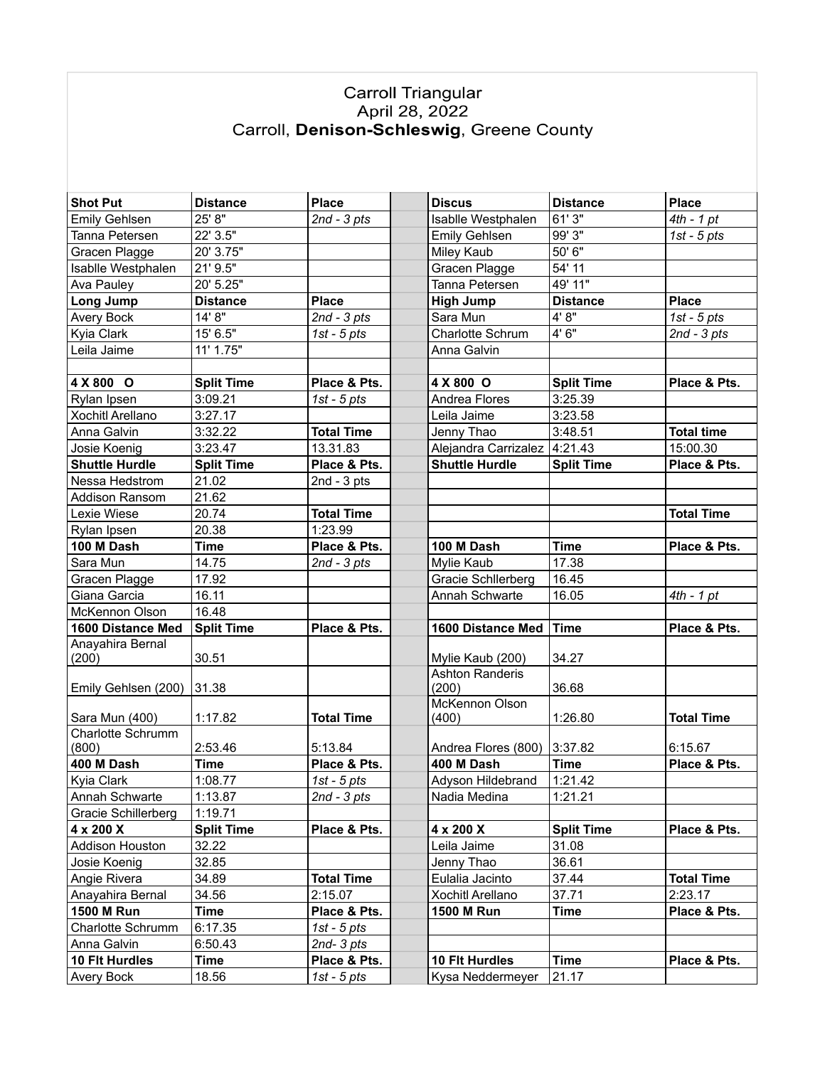# Carroll Triangular

April 28, 2022

Carroll, **Denison-Schleswig**, Greene County

| **Shot Put** | **Distance** | **Place** | | **Discus** | **Distance** | **Place** |
|---|---|---|---|---|---|---|
| Emily Gehlsen | 25' 8" | *2nd - 3 pts* | | Isablle Westphalen | 61' 3" | *4th - 1 pt* |
| Tanna Petersen | 22' 3.5" | | | Emily Gehlsen | 99' 3" | *1st - 5 pts* |
| Gracen Plagge | 20' 3.75" | | | Miley Kaub | 50' 6" | |
| Isablle Westphalen | 21' 9.5" | | | Gracen Plagge | 54' 11 | |
| Ava Pauley | 20' 5.25" | | | Tanna Petersen | 49' 11" | |
| **Long Jump** | **Distance** | **Place** | | **High Jump** | **Distance** | **Place** |
| Avery Bock | 14' 8" | *2nd - 3 pts* | | Sara Mun | 4' 8" | *1st - 5 pts* |
| Kyia Clark | 15' 6.5" | *1st - 5 pts* | | Charlotte Schrum | 4' 6" | *2nd - 3 pts* |
| Leila Jaime | 11' 1.75" | | | Anna Galvin | | |
| | | | | | | |
| **4 X 800 O** | **Split Time** | **Place & Pts.** | | **4 X 800 O** | **Split Time** | **Place & Pts.** |
| Rylan Ipsen | 3:09.21 | *1st - 5 pts* | | Andrea Flores | 3:25.39 | |
| Xochitl Arellano | 3:27.17 | | | Leila Jaime | 3:23.58 | |
| Anna Galvin | 3:32.22 | **Total Time** | | Jenny Thao | 3:48.51 | **Total time** |
| Josie Koenig | 3:23.47 | 13.31.83 | | Alejandra Carrizalez | 4:21.43 | 15:00.30 |
| **Shuttle Hurdle** | **Split Time** | **Place & Pts.** | | **Shuttle Hurdle** | **Split Time** | **Place & Pts.** |
| Nessa Hedstrom | 21.02 | 2nd - 3 pts | | | | |
| Addison Ransom | 21.62 | | | | | |
| Lexie Wiese | 20.74 | **Total Time** | | | | **Total Time** |
| Rylan Ipsen | 20.38 | 1:23.99 | | | | |
| **100 M Dash** | **Time** | **Place & Pts.** | | **100 M Dash** | **Time** | **Place & Pts.** |
| Sara Mun | 14.75 | *2nd - 3 pts* | | Mylie Kaub | 17.38 | |
| Gracen Plagge | 17.92 | | | Gracie Schllerberg | 16.45 | |
| Giana Garcia | 16.11 | | | Annah Schwarte | 16.05 | *4th - 1 pt* |
| McKennon Olson | 16.48 | | | | | |
| **1600 Distance Med** | **Split Time** | **Place & Pts.** | | **1600 Distance Med** | **Time** | **Place & Pts.** |
| Anayahira Bernal (200) | 30.51 | | | Mylie Kaub (200) | 34.27 | |
| Emily Gehlsen (200) | 31.38 | | | Ashton Randeris (200) | 36.68 | |
| Sara Mun (400) | 1:17.82 | **Total Time** | | McKennon Olson (400) | 1:26.80 | **Total Time** |
| Charlotte Schrumm (800) | 2:53.46 | 5:13.84 | | Andrea Flores (800) | 3:37.82 | 6:15.67 |
| **400 M Dash** | **Time** | **Place & Pts.** | | **400 M Dash** | **Time** | **Place & Pts.** |
| Kyia Clark | 1:08.77 | *1st - 5 pts* | | Adyson Hildebrand | 1:21.42 | |
| Annah Schwarte | 1:13.87 | *2nd - 3 pts* | | Nadia Medina | 1:21.21 | |
| Gracie Schillerberg | 1:19.71 | | | | | |
| **4 x 200 X** | **Split Time** | **Place & Pts.** | | **4 x 200 X** | **Split Time** | **Place & Pts.** |
| Addison Houston | 32.22 | | | Leila Jaime | 31.08 | |
| Josie Koenig | 32.85 | | | Jenny Thao | 36.61 | |
| Angie Rivera | 34.89 | **Total Time** | | Eulalia Jacinto | 37.44 | **Total Time** |
| Anayahira Bernal | 34.56 | 2:15.07 | | Xochitl Arellano | 37.71 | 2:23.17 |
| **1500 M Run** | **Time** | **Place & Pts.** | | **1500 M Run** | **Time** | **Place & Pts.** |
| Charlotte Schrumm | 6:17.35 | *1st - 5 pts* | | | | |
| Anna Galvin | 6:50.43 | *2nd- 3 pts* | | | | |
| **10 Flt Hurdles** | **Time** | **Place & Pts.** | | **10 Flt Hurdles** | **Time** | **Place & Pts.** |
| Avery Bock | 18.56 | *1st - 5 pts* | | Kysa Neddermeyer | 21.17 | |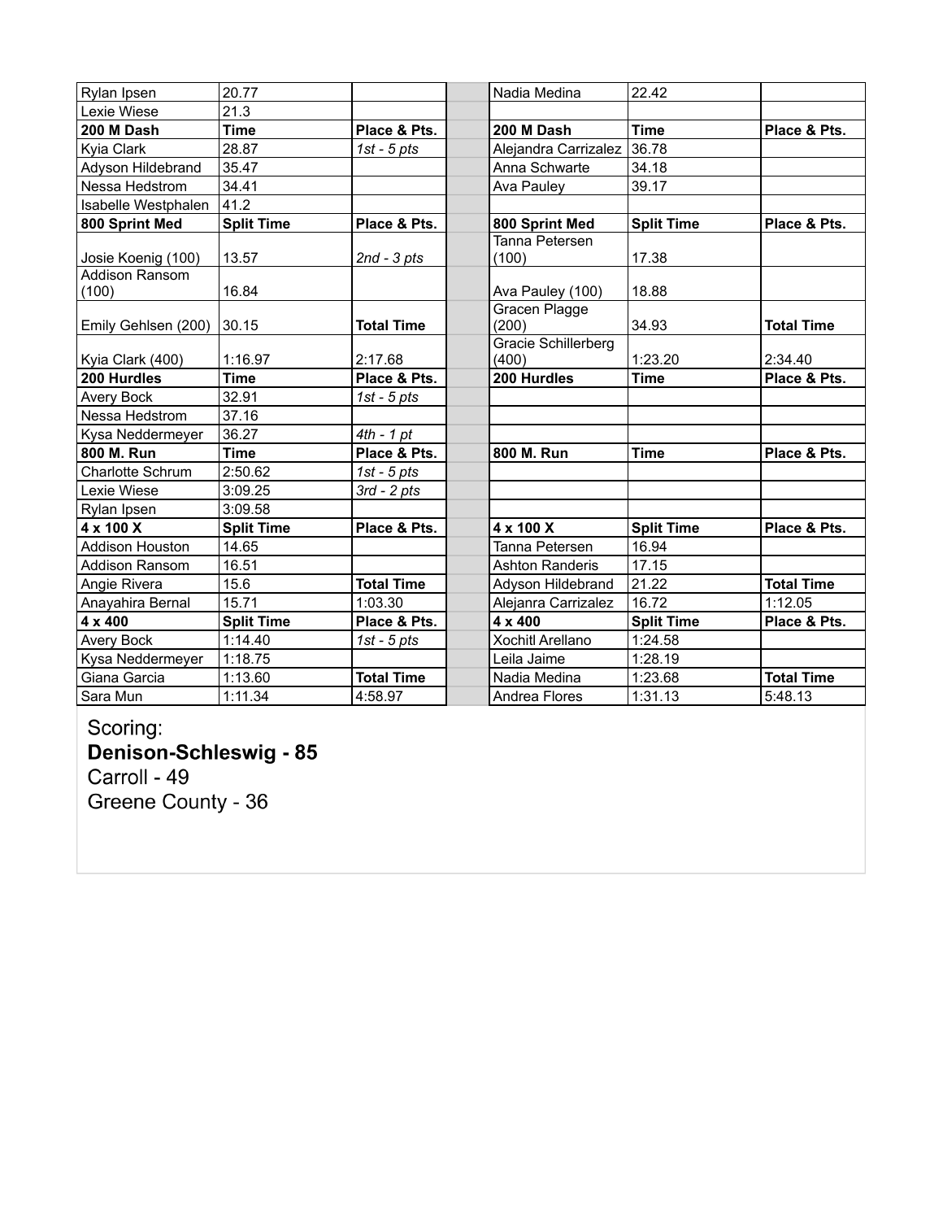| | | | | | | |
|---|---|---|---|---|---|---|
| Rylan Ipsen | 20.77 | | | Nadia Medina | 22.42 | |
| Lexie Wiese | 21.3 | | | | | |
| **200 M Dash** | **Time** | **Place & Pts.** | | **200 M Dash** | **Time** | **Place & Pts.** |
| Kyia Clark | 28.87 | *1st - 5 pts* | | Alejandra Carrizalez | 36.78 | |
| Adyson Hildebrand | 35.47 | | | Anna Schwarte | 34.18 | |
| Nessa Hedstrom | 34.41 | | | Ava Pauley | 39.17 | |
| Isabelle Westphalen | 41.2 | | | | | |
| **800 Sprint Med** | **Split Time** | **Place & Pts.** | | **800 Sprint Med** | **Split Time** | **Place & Pts.** |
| Josie Koenig (100) | 13.57 | *2nd - 3 pts* | | Tanna Petersen (100) | 17.38 | |
| Addison Ransom (100) | 16.84 | | | Ava Pauley (100) | 18.88 | |
| Emily Gehlsen (200) | 30.15 | **Total Time** | | Gracen Plagge (200) | 34.93 | **Total Time** |
| Kyia Clark (400) | 1:16.97 | 2:17.68 | | Gracie Schillerberg (400) | 1:23.20 | 2:34.40 |
| **200 Hurdles** | **Time** | **Place & Pts.** | | **200 Hurdles** | **Time** | **Place & Pts.** |
| Avery Bock | 32.91 | *1st - 5 pts* | | | | |
| Nessa Hedstrom | 37.16 | | | | | |
| Kysa Neddermeyer | 36.27 | *4th - 1 pt* | | | | |
| **800 M. Run** | **Time** | **Place & Pts.** | | **800 M. Run** | **Time** | **Place & Pts.** |
| Charlotte Schrum | 2:50.62 | *1st - 5 pts* | | | | |
| Lexie Wiese | 3:09.25 | *3rd - 2 pts* | | | | |
| Rylan Ipsen | 3:09.58 | | | | | |
| **4 x 100 X** | **Split Time** | **Place & Pts.** | | **4 x 100 X** | **Split Time** | **Place & Pts.** |
| Addison Houston | 14.65 | | | Tanna Petersen | 16.94 | |
| Addison Ransom | 16.51 | | | Ashton Randeris | 17.15 | |
| Angie Rivera | 15.6 | **Total Time** | | Adyson Hildebrand | 21.22 | **Total Time** |
| Anayahira Bernal | 15.71 | 1:03.30 | | Alejanra Carrizalez | 16.72 | 1:12.05 |
| **4 x 400** | **Split Time** | **Place & Pts.** | | **4 x 400** | **Split Time** | **Place & Pts.** |
| Avery Bock | 1:14.40 | *1st - 5 pts* | | Xochitl Arellano | 1:24.58 | |
| Kysa Neddermeyer | 1:18.75 | | | Leila Jaime | 1:28.19 | |
| Giana Garcia | 1:13.60 | **Total Time** | | Nadia Medina | 1:23.68 | **Total Time** |
| Sara Mun | 1:11.34 | 4:58.97 | | Andrea Flores | 1:31.13 | 5:48.13 |

Scoring:

**Denison-Schleswig - 85**

Carroll - 49

Greene County - 36